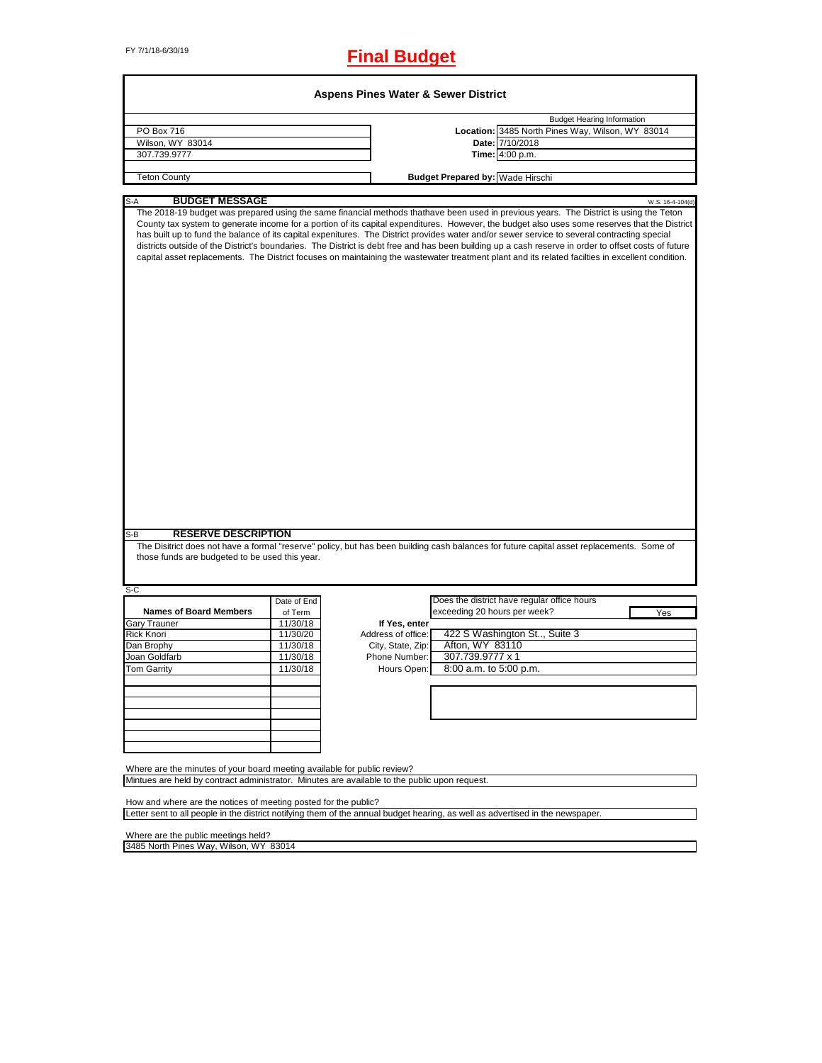FY 7/1/18-6/30/19

# Final Budget

## Aspens Pines Water & Sewer District

| | Budget Hearing Information | |
|---|---|---|
| PO Box 716 | **Location:** | 3485 North Pines Way, Wilson, WY 83014 |
| Wilson, WY 83014 | **Date:** | 7/10/2018 |
| 307.739.9777 | **Time:** | 4:00 p.m. |
| Teton County | **Budget Prepared by:** | Wade Hirschi |

### S-A BUDGET MESSAGE

W.S. 16-4-104(d)

The 2018-19 budget was prepared using the same financial methods thathave been used in previous years. The District is using the Teton County tax system to generate income for a portion of its capital expenditures. However, the budget also uses some reserves that the District has built up to fund the balance of its capital expenitures. The District provides water and/or sewer service to several contracting special districts outside of the District's boundaries. The District is debt free and has been building up a cash reserve in order to offset costs of future capital asset replacements. The District focuses on maintaining the wastewater treatment plant and its related facilties in excellent condition.

### S-B RESERVE DESCRIPTION

The Disitrict does not have a formal "reserve" policy, but has been building cash balances for future capital asset replacements. Some of those funds are budgeted to be used this year.

### S-C

| Names of Board Members | Date of End of Term |
|---|---|
| Gary Trauner | 11/30/18 |
| Rick Knori | 11/30/20 |
| Dan Brophy | 11/30/18 |
| Joan Goldfarb | 11/30/18 |
| Tom Garrity | 11/30/18 |

Does the district have regular office hours exceeding 20 hours per week? Yes

**If Yes, enter**

| | |
|---|---|
| Address of office: | 422 S Washington St.., Suite 3 |
| City, State, Zip: | Afton, WY 83110 |
| Phone Number: | 307.739.9777 x 1 |
| Hours Open: | 8:00 a.m. to 5:00 p.m. |

Where are the minutes of your board meeting available for public review?

Mintues are held by contract administrator. Minutes are available to the public upon request.

How and where are the notices of meeting posted for the public?

Letter sent to all people in the district notifying them of the annual budget hearing, as well as advertised in the newspaper.

Where are the public meetings held?

3485 North Pines Way, Wilson, WY 83014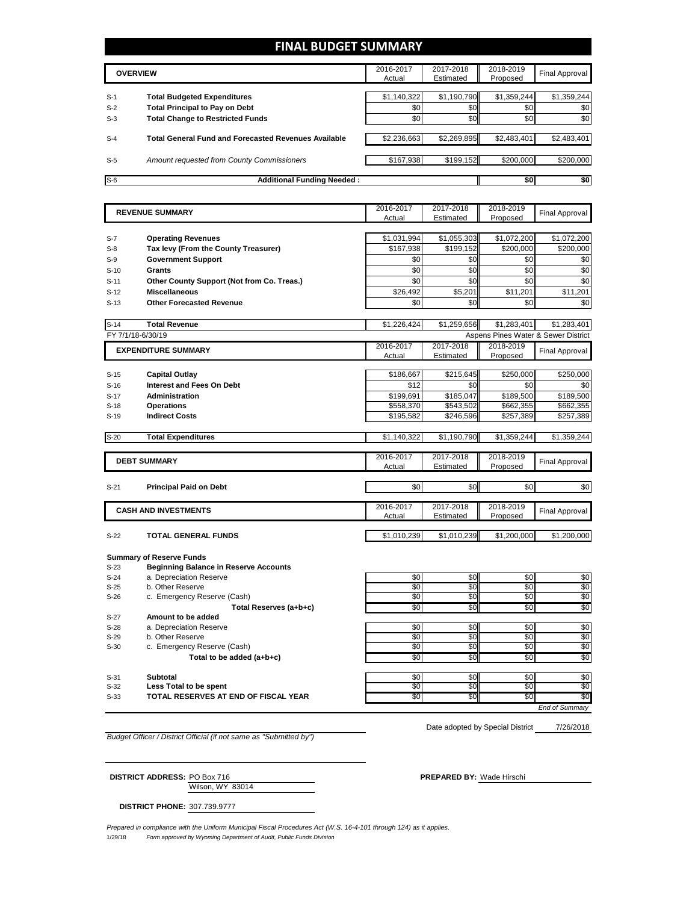# FINAL BUDGET SUMMARY

| | OVERVIEW | 2016-2017 Actual | 2017-2018 Estimated | 2018-2019 Proposed | Final Approval |
|---|---|---|---|---|---|
| S-1 | **Total Budgeted Expenditures** | $1,140,322 | $1,190,790 | $1,359,244 | $1,359,244 |
| S-2 | **Total Principal to Pay on Debt** | $0 | $0 | $0 | $0 |
| S-3 | **Total Change to Restricted Funds** | $0 | $0 | $0 | $0 |
| S-4 | **Total General Fund and Forecasted Revenues Available** | $2,236,663 | $2,269,895 | $2,483,401 | $2,483,401 |
| S-5 | *Amount requested from County Commissioners* | $167,938 | $199,152 | $200,000 | $200,000 |
| S-6 | **Additional Funding Needed :** | | | **$0** | **$0** |

| | REVENUE SUMMARY | 2016-2017 Actual | 2017-2018 Estimated | 2018-2019 Proposed | Final Approval |
|---|---|---|---|---|---|
| S-7 | **Operating Revenues** | $1,031,994 | $1,055,303 | $1,072,200 | $1,072,200 |
| S-8 | **Tax levy (From the County Treasurer)** | $167,938 | $199,152 | $200,000 | $200,000 |
| S-9 | **Government Support** | $0 | $0 | $0 | $0 |
| S-10 | **Grants** | $0 | $0 | $0 | $0 |
| S-11 | **Other County Support (Not from Co. Treas.)** | $0 | $0 | $0 | $0 |
| S-12 | **Miscellaneous** | $26,492 | $5,201 | $11,201 | $11,201 |
| S-13 | **Other Forecasted Revenue** | $0 | $0 | $0 | $0 |
| S-14 | **Total Revenue** | $1,226,424 | $1,259,656 | $1,283,401 | $1,283,401 |

FY 7/1/18-6/30/19 — Aspens Pines Water & Sewer District

| | EXPENDITURE SUMMARY | 2016-2017 Actual | 2017-2018 Estimated | 2018-2019 Proposed | Final Approval |
|---|---|---|---|---|---|
| S-15 | **Capital Outlay** | $186,667 | $215,645 | $250,000 | $250,000 |
| S-16 | **Interest and Fees On Debt** | $12 | $0 | $0 | $0 |
| S-17 | **Administration** | $199,691 | $185,047 | $189,500 | $189,500 |
| S-18 | **Operations** | $558,370 | $543,502 | $662,355 | $662,355 |
| S-19 | **Indirect Costs** | $195,582 | $246,596 | $257,389 | $257,389 |
| S-20 | **Total Expenditures** | $1,140,322 | $1,190,790 | $1,359,244 | $1,359,244 |

| | DEBT SUMMARY | 2016-2017 Actual | 2017-2018 Estimated | 2018-2019 Proposed | Final Approval |
|---|---|---|---|---|---|
| S-21 | **Principal Paid on Debt** | $0 | $0 | $0 | $0 |

| | CASH AND INVESTMENTS | 2016-2017 Actual | 2017-2018 Estimated | 2018-2019 Proposed | Final Approval |
|---|---|---|---|---|---|
| S-22 | **TOTAL GENERAL FUNDS** | $1,010,239 | $1,010,239 | $1,200,000 | $1,200,000 |
| | **Summary of Reserve Funds** | | | | |
| S-23 | **Beginning Balance in Reserve Accounts** | | | | |
| S-24 | a. Depreciation Reserve | $0 | $0 | $0 | $0 |
| S-25 | b. Other Reserve | $0 | $0 | $0 | $0 |
| S-26 | c. Emergency Reserve (Cash) | $0 | $0 | $0 | $0 |
| | **Total Reserves (a+b+c)** | $0 | $0 | $0 | $0 |
| S-27 | **Amount to be added** | | | | |
| S-28 | a. Depreciation Reserve | $0 | $0 | $0 | $0 |
| S-29 | b. Other Reserve | $0 | $0 | $0 | $0 |
| S-30 | c. Emergency Reserve (Cash) | $0 | $0 | $0 | $0 |
| | **Total to be added (a+b+c)** | $0 | $0 | $0 | $0 |
| S-31 | **Subtotal** | $0 | $0 | $0 | $0 |
| S-32 | **Less Total to be spent** | $0 | $0 | $0 | $0 |
| S-33 | **TOTAL RESERVES AT END OF FISCAL YEAR** | $0 | $0 | $0 | $0 |

*End of Summary*

Date adopted by Special District 7/26/2018

*Budget Officer / District Official (if not same as "Submitted by")*

**DISTRICT ADDRESS:** PO Box 716
Wilson, WY 83014

**PREPARED BY:** Wade Hirschi

**DISTRICT PHONE:** 307.739.9777

*Prepared in compliance with the Uniform Municipal Fiscal Procedures Act (W.S. 16-4-101 through 124) as it applies.*

1/29/18 *Form approved by Wyoming Department of Audit, Public Funds Division*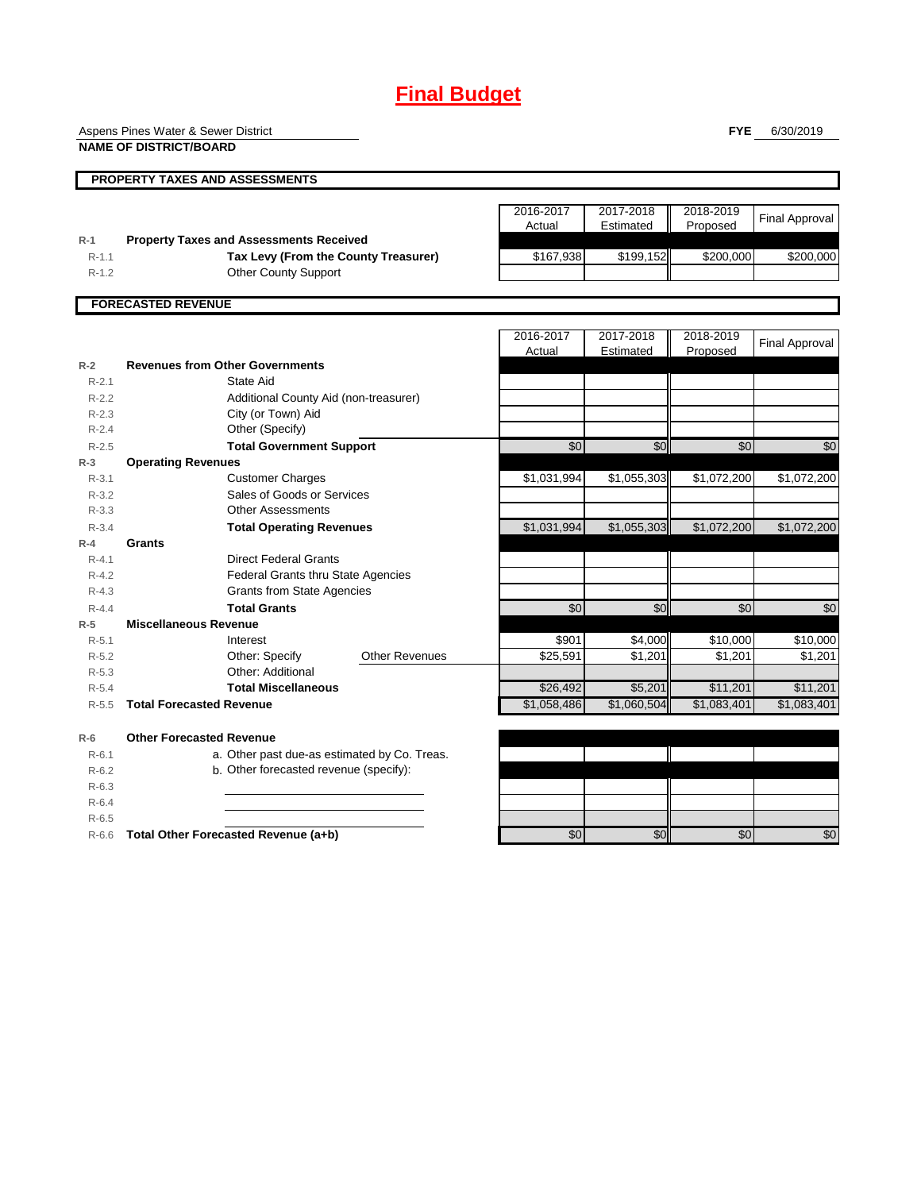# Final Budget

Aspens Pines Water & Sewer District
**NAME OF DISTRICT/BOARD**

**FYE** 6/30/2019

## PROPERTY TAXES AND ASSESSMENTS

| | | 2016-2017 Actual | 2017-2018 Estimated | 2018-2019 Proposed | Final Approval |
|---|---|---|---|---|---|
| **R-1** | **Property Taxes and Assessments Received** | | | | |
| R-1.1 | **Tax Levy (From the County Treasurer)** | $167,938 | $199,152 | $200,000 | $200,000 |
| R-1.2 | Other County Support | | | | |

## FORECASTED REVENUE

| | | 2016-2017 Actual | 2017-2018 Estimated | 2018-2019 Proposed | Final Approval |
|---|---|---|---|---|---|
| **R-2** | **Revenues from Other Governments** | | | | |
| R-2.1 | State Aid | | | | |
| R-2.2 | Additional County Aid (non-treasurer) | | | | |
| R-2.3 | City (or Town) Aid | | | | |
| R-2.4 | Other (Specify) | | | | |
| R-2.5 | **Total Government Support** | $0 | $0 | $0 | $0 |
| **R-3** | **Operating Revenues** | | | | |
| R-3.1 | Customer Charges | $1,031,994 | $1,055,303 | $1,072,200 | $1,072,200 |
| R-3.2 | Sales of Goods or Services | | | | |
| R-3.3 | Other Assessments | | | | |
| R-3.4 | **Total Operating Revenues** | $1,031,994 | $1,055,303 | $1,072,200 | $1,072,200 |
| **R-4** | **Grants** | | | | |
| R-4.1 | Direct Federal Grants | | | | |
| R-4.2 | Federal Grants thru State Agencies | | | | |
| R-4.3 | Grants from State Agencies | | | | |
| R-4.4 | **Total Grants** | $0 | $0 | $0 | $0 |
| **R-5** | **Miscellaneous Revenue** | | | | |
| R-5.1 | Interest | $901 | $4,000 | $10,000 | $10,000 |
| R-5.2 | Other: Specify — Other Revenues | $25,591 | $1,201 | $1,201 | $1,201 |
| R-5.3 | Other: Additional | | | | |
| R-5.4 | **Total Miscellaneous** | $26,492 | $5,201 | $11,201 | $11,201 |
| R-5.5 | **Total Forecasted Revenue** | $1,058,486 | $1,060,504 | $1,083,401 | $1,083,401 |
| **R-6** | **Other Forecasted Revenue** | | | | |
| R-6.1 | a. Other past due-as estimated by Co. Treas. | | | | |
| R-6.2 | b. Other forecasted revenue (specify): | | | | |
| R-6.3 | | | | | |
| R-6.4 | | | | | |
| R-6.5 | | | | | |
| R-6.6 | **Total Other Forecasted Revenue (a+b)** | $0 | $0 | $0 | $0 |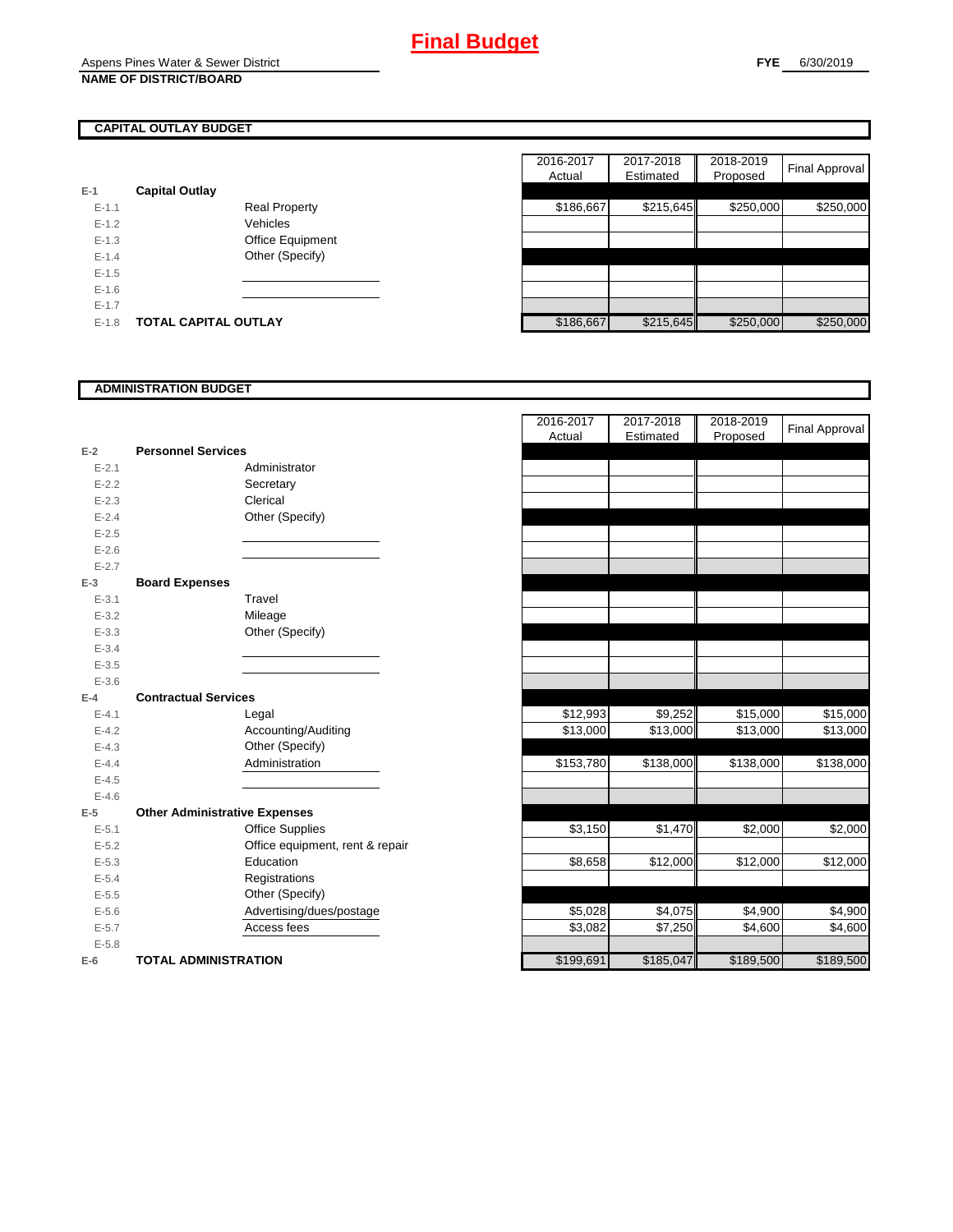# Final Budget

Aspens Pines Water & Sewer District
**NAME OF DISTRICT/BOARD**

**FYE** 6/30/2019

## CAPITAL OUTLAY BUDGET

| | | | 2016-2017 Actual | 2017-2018 Estimated | 2018-2019 Proposed | Final Approval |
|---|---|---|---|---|---|---|
| E-1 | **Capital Outlay** | | | | | |
| E-1.1 | | Real Property | $186,667 | $215,645 | $250,000 | $250,000 |
| E-1.2 | | Vehicles | | | | |
| E-1.3 | | Office Equipment | | | | |
| E-1.4 | | Other (Specify) | | | | |
| E-1.5 | | | | | | |
| E-1.6 | | | | | | |
| E-1.7 | | | | | | |
| E-1.8 | **TOTAL CAPITAL OUTLAY** | | $186,667 | $215,645 | $250,000 | $250,000 |

## ADMINISTRATION BUDGET

| | | | 2016-2017 Actual | 2017-2018 Estimated | 2018-2019 Proposed | Final Approval |
|---|---|---|---|---|---|---|
| E-2 | **Personnel Services** | | | | | |
| E-2.1 | | Administrator | | | | |
| E-2.2 | | Secretary | | | | |
| E-2.3 | | Clerical | | | | |
| E-2.4 | | Other (Specify) | | | | |
| E-2.5 | | | | | | |
| E-2.6 | | | | | | |
| E-2.7 | | | | | | |
| E-3 | **Board Expenses** | | | | | |
| E-3.1 | | Travel | | | | |
| E-3.2 | | Mileage | | | | |
| E-3.3 | | Other (Specify) | | | | |
| E-3.4 | | | | | | |
| E-3.5 | | | | | | |
| E-3.6 | | | | | | |
| E-4 | **Contractual Services** | | | | | |
| E-4.1 | | Legal | $12,993 | $9,252 | $15,000 | $15,000 |
| E-4.2 | | Accounting/Auditing | $13,000 | $13,000 | $13,000 | $13,000 |
| E-4.3 | | Other (Specify) | | | | |
| E-4.4 | | Administration | $153,780 | $138,000 | $138,000 | $138,000 |
| E-4.5 | | | | | | |
| E-4.6 | | | | | | |
| E-5 | **Other Administrative Expenses** | | | | | |
| E-5.1 | | Office Supplies | $3,150 | $1,470 | $2,000 | $2,000 |
| E-5.2 | | Office equipment, rent & repair | | | | |
| E-5.3 | | Education | $8,658 | $12,000 | $12,000 | $12,000 |
| E-5.4 | | Registrations | | | | |
| E-5.5 | | Other (Specify) | | | | |
| E-5.6 | | Advertising/dues/postage | $5,028 | $4,075 | $4,900 | $4,900 |
| E-5.7 | | Access fees | $3,082 | $7,250 | $4,600 | $4,600 |
| E-5.8 | | | | | | |
| E-6 | **TOTAL ADMINISTRATION** | | $199,691 | $185,047 | $189,500 | $189,500 |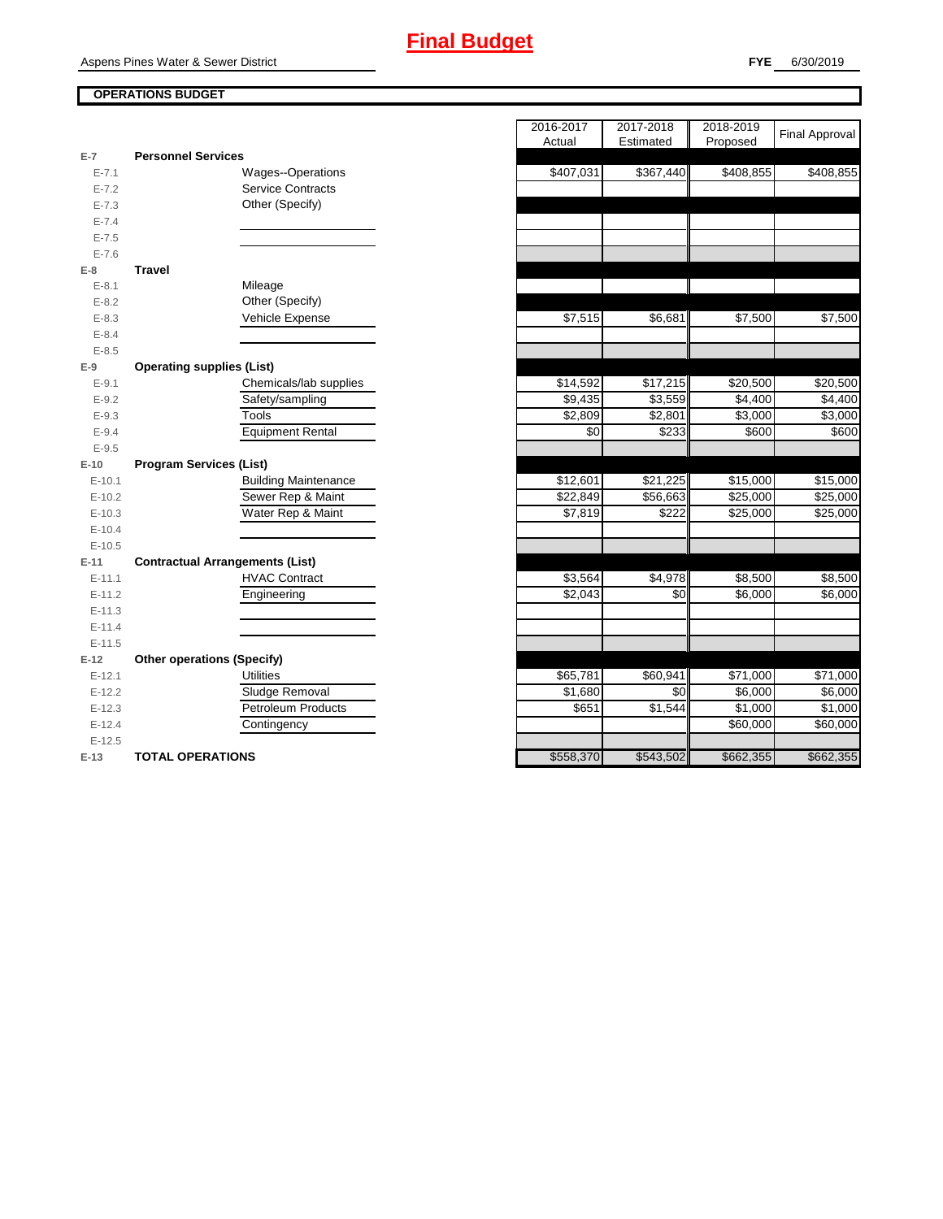# Final Budget

Aspens Pines Water & Sewer District

**FYE** 6/30/2019

**OPERATIONS BUDGET**

| | | | 2016-2017 Actual | 2017-2018 Estimated | 2018-2019 Proposed | Final Approval |
|---|---|---|---|---|---|---|
| E-7 | **Personnel Services** | | | | | |
| E-7.1 | | Wages--Operations | $407,031 | $367,440 | $408,855 | $408,855 |
| E-7.2 | | Service Contracts | | | | |
| E-7.3 | | Other (Specify) | | | | |
| E-7.4 | | | | | | |
| E-7.5 | | | | | | |
| E-7.6 | | | | | | |
| E-8 | **Travel** | | | | | |
| E-8.1 | | Mileage | | | | |
| E-8.2 | | Other (Specify) | | | | |
| E-8.3 | | Vehicle Expense | $7,515 | $6,681 | $7,500 | $7,500 |
| E-8.4 | | | | | | |
| E-8.5 | | | | | | |
| E-9 | **Operating supplies (List)** | | | | | |
| E-9.1 | | Chemicals/lab supplies | $14,592 | $17,215 | $20,500 | $20,500 |
| E-9.2 | | Safety/sampling | $9,435 | $3,559 | $4,400 | $4,400 |
| E-9.3 | | Tools | $2,809 | $2,801 | $3,000 | $3,000 |
| E-9.4 | | Equipment Rental | $0 | $233 | $600 | $600 |
| E-9.5 | | | | | | |
| E-10 | **Program Services (List)** | | | | | |
| E-10.1 | | Building Maintenance | $12,601 | $21,225 | $15,000 | $15,000 |
| E-10.2 | | Sewer Rep & Maint | $22,849 | $56,663 | $25,000 | $25,000 |
| E-10.3 | | Water Rep & Maint | $7,819 | $222 | $25,000 | $25,000 |
| E-10.4 | | | | | | |
| E-10.5 | | | | | | |
| E-11 | **Contractual Arrangements (List)** | | | | | |
| E-11.1 | | HVAC Contract | $3,564 | $4,978 | $8,500 | $8,500 |
| E-11.2 | | Engineering | $2,043 | $0 | $6,000 | $6,000 |
| E-11.3 | | | | | | |
| E-11.4 | | | | | | |
| E-11.5 | | | | | | |
| E-12 | **Other operations (Specify)** | | | | | |
| E-12.1 | | Utilities | $65,781 | $60,941 | $71,000 | $71,000 |
| E-12.2 | | Sludge Removal | $1,680 | $0 | $6,000 | $6,000 |
| E-12.3 | | Petroleum Products | $651 | $1,544 | $1,000 | $1,000 |
| E-12.4 | | Contingency | | | $60,000 | $60,000 |
| E-12.5 | | | | | | |
| E-13 | **TOTAL OPERATIONS** | | $558,370 | $543,502 | $662,355 | $662,355 |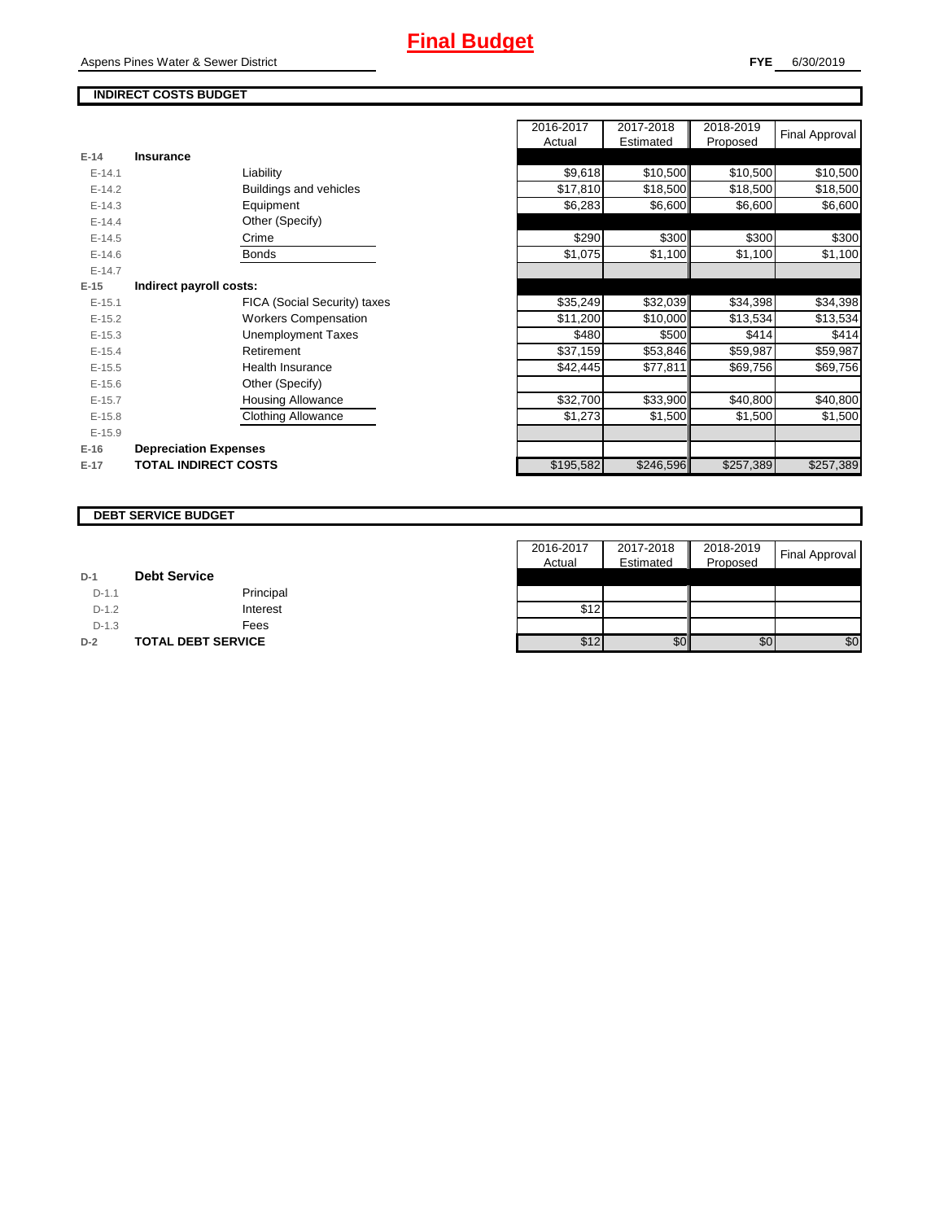# Final Budget

Aspens Pines Water & Sewer District

**FYE** 6/30/2019

## INDIRECT COSTS BUDGET

| | | | 2016-2017 Actual | 2017-2018 Estimated | 2018-2019 Proposed | Final Approval |
|---|---|---|---|---|---|---|
| E-14 | **Insurance** | | | | | |
| E-14.1 | | Liability | $9,618 | $10,500 | $10,500 | $10,500 |
| E-14.2 | | Buildings and vehicles | $17,810 | $18,500 | $18,500 | $18,500 |
| E-14.3 | | Equipment | $6,283 | $6,600 | $6,600 | $6,600 |
| E-14.4 | | Other (Specify) | | | | |
| E-14.5 | | Crime | $290 | $300 | $300 | $300 |
| E-14.6 | | Bonds | $1,075 | $1,100 | $1,100 | $1,100 |
| E-14.7 | | | | | | |
| E-15 | **Indirect payroll costs:** | | | | | |
| E-15.1 | | FICA (Social Security) taxes | $35,249 | $32,039 | $34,398 | $34,398 |
| E-15.2 | | Workers Compensation | $11,200 | $10,000 | $13,534 | $13,534 |
| E-15.3 | | Unemployment Taxes | $480 | $500 | $414 | $414 |
| E-15.4 | | Retirement | $37,159 | $53,846 | $59,987 | $59,987 |
| E-15.5 | | Health Insurance | $42,445 | $77,811 | $69,756 | $69,756 |
| E-15.6 | | Other (Specify) | | | | |
| E-15.7 | | Housing Allowance | $32,700 | $33,900 | $40,800 | $40,800 |
| E-15.8 | | Clothing Allowance | $1,273 | $1,500 | $1,500 | $1,500 |
| E-15.9 | | | | | | |
| E-16 | **Depreciation Expenses** | | | | | |
| E-17 | **TOTAL INDIRECT COSTS** | | $195,582 | $246,596 | $257,389 | $257,389 |

## DEBT SERVICE BUDGET

| | | | 2016-2017 Actual | 2017-2018 Estimated | 2018-2019 Proposed | Final Approval |
|---|---|---|---|---|---|---|
| D-1 | **Debt Service** | | | | | |
| D-1.1 | | Principal | | | | |
| D-1.2 | | Interest | $12 | | | |
| D-1.3 | | Fees | | | | |
| D-2 | **TOTAL DEBT SERVICE** | | $12 | $0 | $0 | $0 |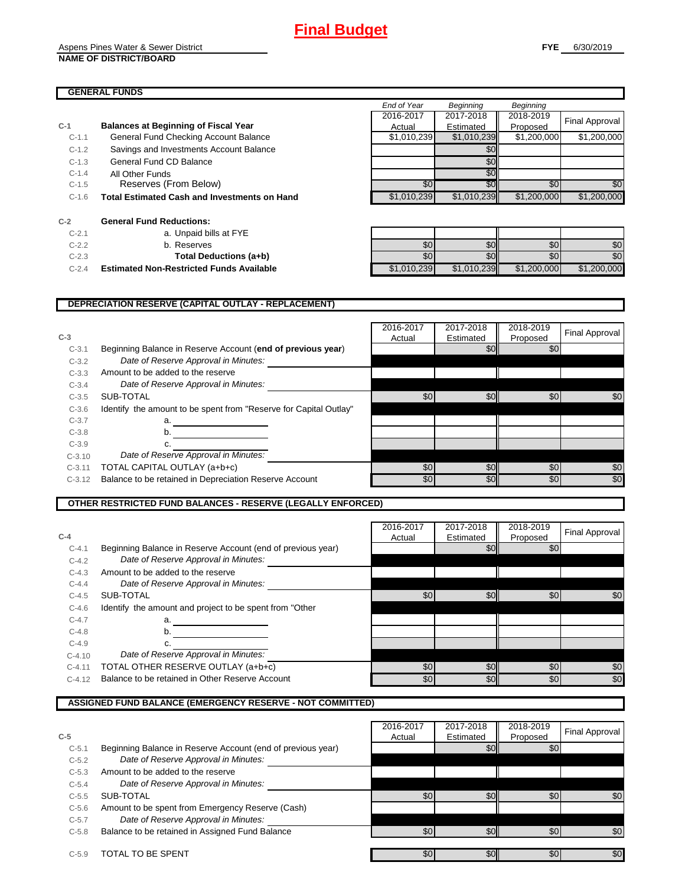# Final Budget

Aspens Pines Water & Sewer District
**NAME OF DISTRICT/BOARD**

**FYE** 6/30/2019

## GENERAL FUNDS

| | | End of Year 2016-2017 Actual | Beginning 2017-2018 Estimated | Beginning 2018-2019 Proposed | Final Approval |
|---|---|---|---|---|---|
| **C-1** | **Balances at Beginning of Fiscal Year** | | | | |
| C-1.1 | General Fund Checking Account Balance | $1,010,239 | $1,010,239 | $1,200,000 | $1,200,000 |
| C-1.2 | Savings and Investments Account Balance | | $0 | | |
| C-1.3 | General Fund CD Balance | | $0 | | |
| C-1.4 | All Other Funds | | $0 | | |
| C-1.5 | Reserves (From Below) | $0 | $0 | $0 | $0 |
| C-1.6 | **Total Estimated Cash and Investments on Hand** | $1,010,239 | $1,010,239 | $1,200,000 | $1,200,000 |
| **C-2** | **General Fund Reductions:** | | | | |
| C-2.1 | a. Unpaid bills at FYE | | | | |
| C-2.2 | b. Reserves | $0 | $0 | $0 | $0 |
| C-2.3 | **Total Deductions (a+b)** | $0 | $0 | $0 | $0 |
| C-2.4 | **Estimated Non-Restricted Funds Available** | $1,010,239 | $1,010,239 | $1,200,000 | $1,200,000 |

## DEPRECIATION RESERVE (CAPITAL OUTLAY - REPLACEMENT)

| **C-3** | | 2016-2017 Actual | 2017-2018 Estimated | 2018-2019 Proposed | Final Approval |
|---|---|---|---|---|---|
| C-3.1 | Beginning Balance in Reserve Account (**end of previous year**) | | $0 | $0 | |
| C-3.2 | *Date of Reserve Approval in Minutes:* | | | | |
| C-3.3 | Amount to be added to the reserve | | | | |
| C-3.4 | *Date of Reserve Approval in Minutes:* | | | | |
| C-3.5 | SUB-TOTAL | $0 | $0 | $0 | $0 |
| C-3.6 | Identify the amount to be spent from "Reserve for Capital Outlay" | | | | |
| C-3.7 | a. | | | | |
| C-3.8 | b. | | | | |
| C-3.9 | c. | | | | |
| C-3.10 | *Date of Reserve Approval in Minutes:* | | | | |
| C-3.11 | TOTAL CAPITAL OUTLAY (a+b+c) | $0 | $0 | $0 | $0 |
| C-3.12 | Balance to be retained in Depreciation Reserve Account | $0 | $0 | $0 | $0 |

## OTHER RESTRICTED FUND BALANCES - RESERVE (LEGALLY ENFORCED)

| **C-4** | | 2016-2017 Actual | 2017-2018 Estimated | 2018-2019 Proposed | Final Approval |
|---|---|---|---|---|---|
| C-4.1 | Beginning Balance in Reserve Account (end of previous year) | | $0 | $0 | |
| C-4.2 | *Date of Reserve Approval in Minutes:* | | | | |
| C-4.3 | Amount to be added to the reserve | | | | |
| C-4.4 | *Date of Reserve Approval in Minutes:* | | | | |
| C-4.5 | SUB-TOTAL | $0 | $0 | $0 | $0 |
| C-4.6 | Identify the amount and project to be spent from "Other | | | | |
| C-4.7 | a. | | | | |
| C-4.8 | b. | | | | |
| C-4.9 | c. | | | | |
| C-4.10 | *Date of Reserve Approval in Minutes:* | | | | |
| C-4.11 | TOTAL OTHER RESERVE OUTLAY (a+b+c) | $0 | $0 | $0 | $0 |
| C-4.12 | Balance to be retained in Other Reserve Account | $0 | $0 | $0 | $0 |

## ASSIGNED FUND BALANCE (EMERGENCY RESERVE - NOT COMMITTED)

| **C-5** | | 2016-2017 Actual | 2017-2018 Estimated | 2018-2019 Proposed | Final Approval |
|---|---|---|---|---|---|
| C-5.1 | Beginning Balance in Reserve Account (end of previous year) | | $0 | $0 | |
| C-5.2 | *Date of Reserve Approval in Minutes:* | | | | |
| C-5.3 | Amount to be added to the reserve | | | | |
| C-5.4 | *Date of Reserve Approval in Minutes:* | | | | |
| C-5.5 | SUB-TOTAL | $0 | $0 | $0 | $0 |
| C-5.6 | Amount to be spent from Emergency Reserve (Cash) | | | | |
| C-5.7 | *Date of Reserve Approval in Minutes:* | | | | |
| C-5.8 | Balance to be retained in Assigned Fund Balance | $0 | $0 | $0 | $0 |
| C-5.9 | TOTAL TO BE SPENT | $0 | $0 | $0 | $0 |